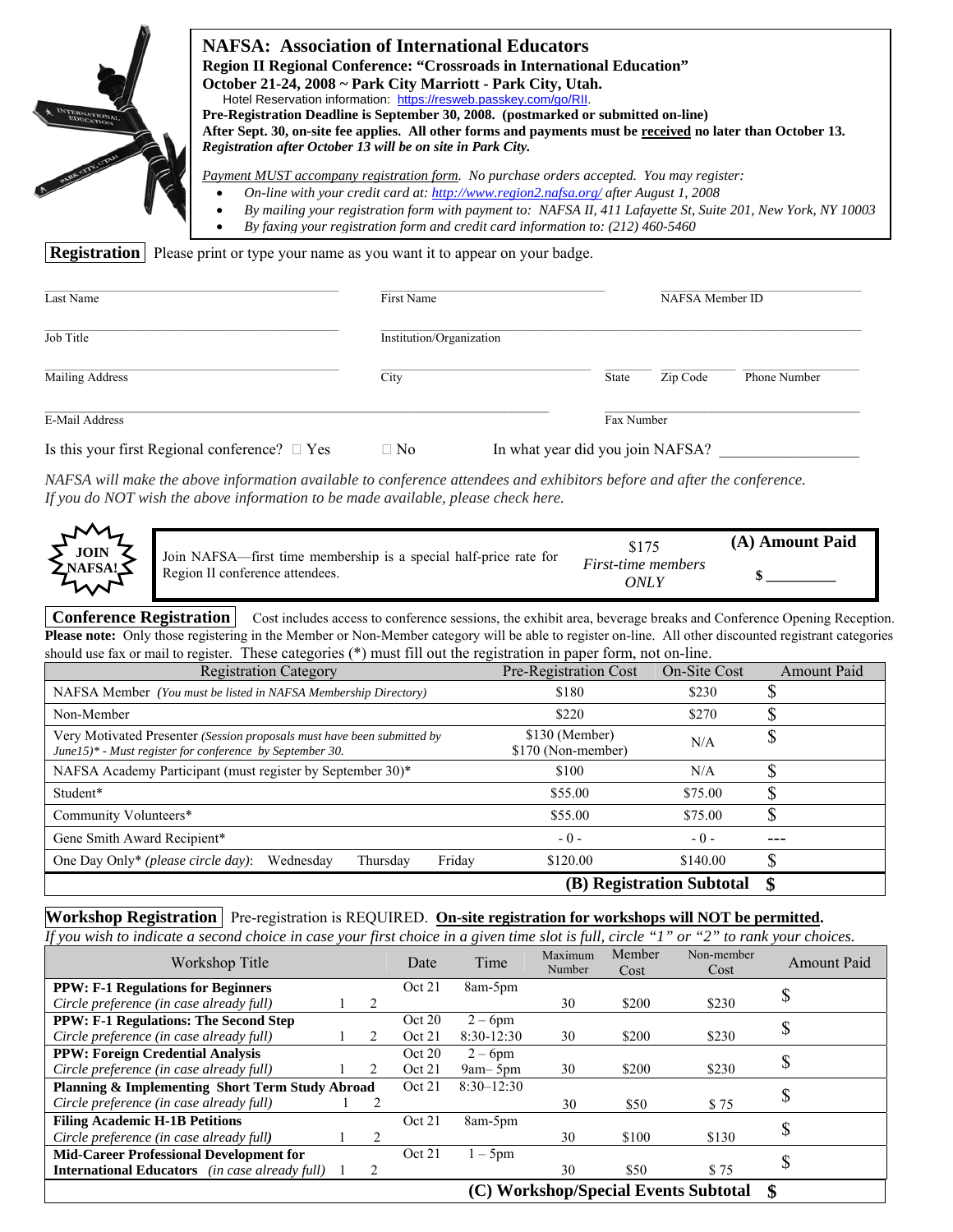# NAFSA: Association of International Educators

**Region II Regional Conference: "Crossroads in International Education"**
**October 21-24, 2008 ~ Park City Marriott - Park City, Utah.**
Hotel Reservation information: https://resweb.passkey.com/go/RII.
**Pre-Registration Deadline is September 30, 2008. (postmarked or submitted on-line)**
**After Sept. 30, on-site fee applies. All other forms and payments must be received no later than October 13.**
***Registration after October 13 will be on site in Park City.***

*Payment MUST accompany registration form. No purchase orders accepted. You may register:*

- *On-line with your credit card at: http://www.region2.nafsa.org/ after August 1, 2008*
- *By mailing your registration form with payment to: NAFSA II, 411 Lafayette St, Suite 201, New York, NY 10003*
- *By faxing your registration form and credit card information to: (212) 460-5460*

## Registration

Please print or type your name as you want it to appear on your badge.

Last Name ____________________ First Name ____________________ NAFSA Member ID ____________________

Job Title ____________________ Institution/Organization ____________________

Mailing Address ____________________ City ____________________ State ______ Zip Code ______ Phone Number ____________________

E-Mail Address ____________________ Fax Number ____________________

Is this your first Regional conference? □ Yes □ No In what year did you join NAFSA? ____________

*NAFSA will make the above information available to conference attendees and exhibitors before and after the conference. If you do NOT wish the above information to be made available, please check here.*

**JOIN NAFSA!**

| Join NAFSA—first time membership is a special half-price rate for Region II conference attendees. | $175 *First-time members ONLY* | **(A) Amount Paid** **$ ________** |
|---|---|---|

## Conference Registration

Cost includes access to conference sessions, the exhibit area, beverage breaks and Conference Opening Reception.
**Please note:** Only those registering in the Member or Non-Member category will be able to register on-line. All other discounted registrant categories should use fax or mail to register. These categories (*) must fill out the registration in paper form, not on-line.

| Registration Category | Pre-Registration Cost | On-Site Cost | Amount Paid |
|---|---|---|---|
| NAFSA Member *(You must be listed in NAFSA Membership Directory)* | $180 | $230 | $ |
| Non-Member | $220 | $270 | $ |
| Very Motivated Presenter *(Session proposals must have been submitted by June15)\* - Must register for conference by September 30.* | $130 (Member) $170 (Non-member) | N/A | $ |
| NAFSA Academy Participant (must register by September 30)* | $100 | N/A | $ |
| Student* | $55.00 | $75.00 | $ |
| Community Volunteers* | $55.00 | $75.00 | $ |
| Gene Smith Award Recipient* | - 0 - | - 0 - | --- |
| One Day Only* *(please circle day)*: Wednesday Thursday Friday | $120.00 | $140.00 | $ |
| | **(B) Registration Subtotal** | | **$** |

## Workshop Registration

Pre-registration is REQUIRED. **On-site registration for workshops will NOT be permitted.**
*If you wish to indicate a second choice in case your first choice in a given time slot is full, circle "1" or "2" to rank your choices.*

| Workshop Title | Date | Time | Maximum Number | Member Cost | Non-member Cost | Amount Paid |
|---|---|---|---|---|---|---|
| **PPW: F-1 Regulations for Beginners** *Circle preference (in case already full)* 1 2 | Oct 21 | 8am-5pm | 30 | $200 | $230 | $ |
| **PPW: F-1 Regulations: The Second Step** *Circle preference (in case already full)* 1 2 | Oct 20 Oct 21 | 2 – 6pm 8:30-12:30 | 30 | $200 | $230 | $ |
| **PPW: Foreign Credential Analysis** *Circle preference (in case already full)* 1 2 | Oct 20 Oct 21 | 2 – 6pm 9am– 5pm | 30 | $200 | $230 | $ |
| **Planning & Implementing Short Term Study Abroad** *Circle preference (in case already full)* 1 2 | Oct 21 | 8:30–12:30 | 30 | $50 | $ 75 | $ |
| **Filing Academic H-1B Petitions** *Circle preference (in case already full)* 1 2 | Oct 21 | 8am-5pm | 30 | $100 | $130 | $ |
| **Mid-Career Professional Development for International Educators** *(in case already full)* 1 2 | Oct 21 | 1 – 5pm | 30 | $50 | $ 75 | $ |
| | | | | **(C) Workshop/Special Events Subtotal** | | **$** |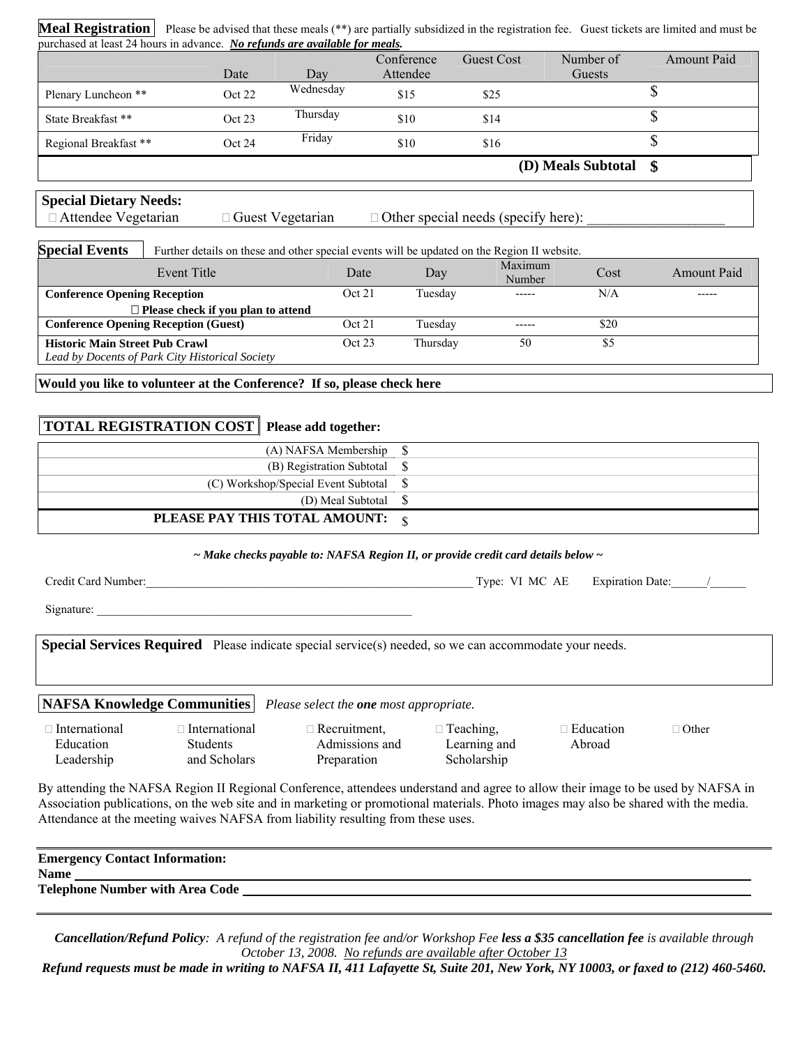**Meal Registration** Please be advised that these meals (**) are partially subsidized in the registration fee. Guest tickets are limited and must be purchased at least 24 hours in advance. ***No refunds are available for meals.***

| | Date | Day | Conference Attendee | Guest Cost | Number of Guests | Amount Paid |
|---|---|---|---|---|---|---|
| Plenary Luncheon ** | Oct 22 | Wednesday | $15 | $25 | | $ |
| State Breakfast ** | Oct 23 | Thursday | $10 | $14 | | $ |
| Regional Breakfast ** | Oct 24 | Friday | $10 | $16 | | $ |
| | | | | | **(D) Meals Subtotal** | **$** |

**Special Dietary Needs:**
□ Attendee Vegetarian □ Guest Vegetarian □ Other special needs (specify here): ___________________

**Special Events** Further details on these and other special events will be updated on the Region II website.

| Event Title | Date | Day | Maximum Number | Cost | Amount Paid |
|---|---|---|---|---|---|
| **Conference Opening Reception** □ **Please check if you plan to attend** | Oct 21 | Tuesday | ----- | N/A | ----- |
| **Conference Opening Reception (Guest)** | Oct 21 | Tuesday | ----- | $20 | |
| **Historic Main Street Pub Crawl** *Lead by Docents of Park City Historical Society* | Oct 23 | Thursday | 50 | $5 | |

**Would you like to volunteer at the Conference? If so, please check here**

**TOTAL REGISTRATION COST** **Please add together:**

| | |
|---|---|
| (A) NAFSA Membership | $ |
| (B) Registration Subtotal | $ |
| (C) Workshop/Special Event Subtotal | $ |
| (D) Meal Subtotal | $ |
| **PLEASE PAY THIS TOTAL AMOUNT:** | $ |

***~ Make checks payable to: NAFSA Region II, or provide credit card details below ~***

Credit Card Number:___________________________________________________ Type: VI MC AE Expiration Date:______/______

Signature: ______________________________________________

**Special Services Required** Please indicate special service(s) needed, so we can accommodate your needs.

**NAFSA Knowledge Communities** *Please select the* ***one*** *most appropriate.*

□ International Education Leadership □ International Students and Scholars □ Recruitment, Admissions and Preparation □ Teaching, Learning and Scholarship □ Education Abroad □ Other

By attending the NAFSA Region II Regional Conference, attendees understand and agree to allow their image to be used by NAFSA in Association publications, on the web site and in marketing or promotional materials. Photo images may also be shared with the media. Attendance at the meeting waives NAFSA from liability resulting from these uses.

**Emergency Contact Information:**
**Name** ____________________________________________
**Telephone Number with Area Code** ____________________________________________

***Cancellation/Refund Policy****: A refund of the registration fee and/or Workshop Fee* ***less a $35 cancellation fee*** *is available through October 13, 2008. No refunds are available after October 13*

***Refund requests must be made in writing to NAFSA II, 411 Lafayette St, Suite 201, New York, NY 10003, or faxed to (212) 460-5460.***